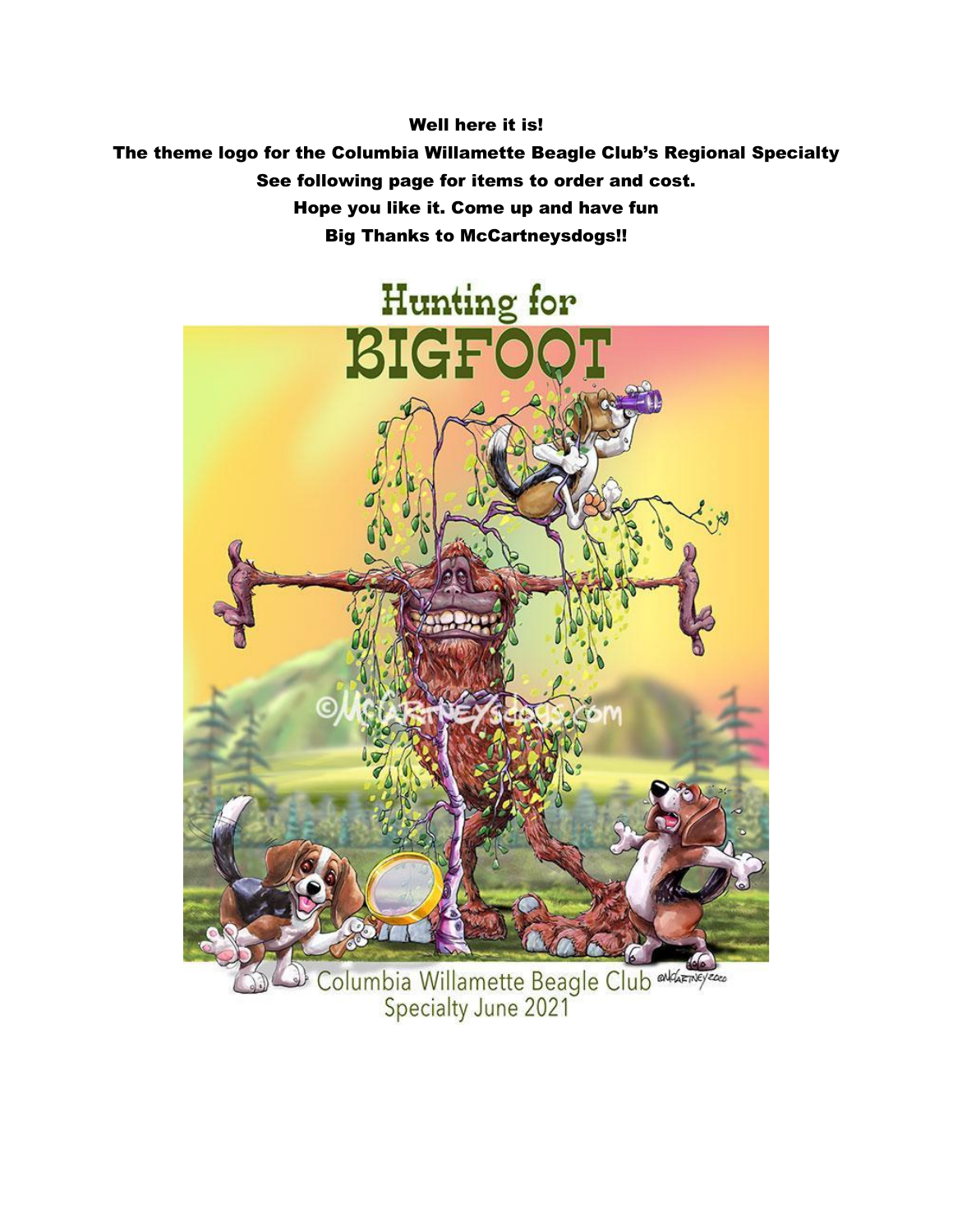**Well here it is!**

**The theme logo for the Columbia Willamette Beagle Club's Regional Specialty**

**See following page for items to order and cost.**

**Hope you like it. Come up and have fun**

**Big Thanks to McCartneysdogs!!**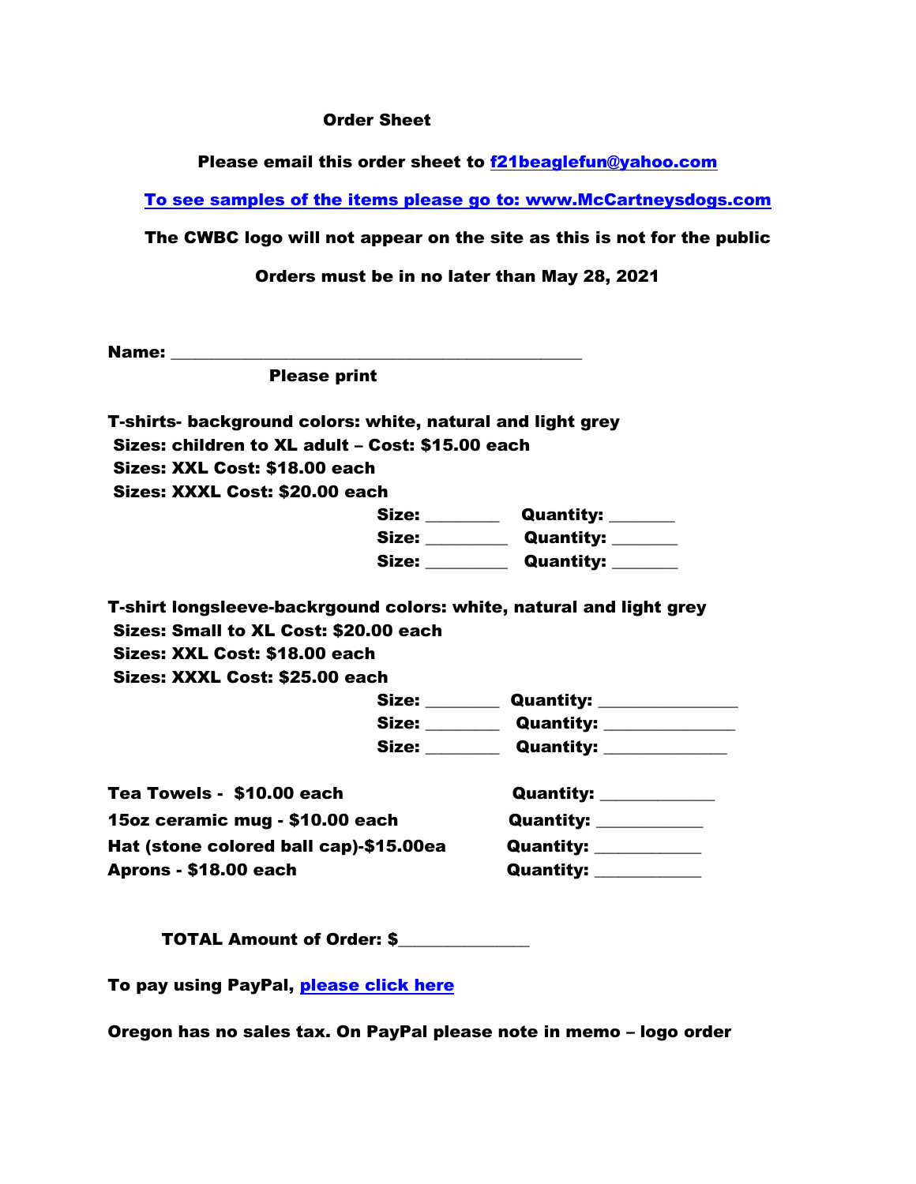**Order Sheet**

**Please email this order sheet to [f21beaglefun@yahoo.com](mailto:f21beaglefun@yahoo.com)**

**[To see samples of the items please go to: www.McCartneysdogs.com](http://www.McCartneysdogs.com)**

**The CWBC logo will not appear on the site as this is not for the public**

**Orders must be in no later than May 28, 2021**

**Name:** ______________________________________________

**Please print**

**T-shirts- background colors: white, natural and light grey**
**Sizes: children to XL adult – Cost: $15.00 each**
**Sizes: XXL Cost: $18.00 each**
**Sizes: XXXL Cost: $20.00 each**

**Size:** ________ **Quantity:** _______
**Size:** _________ **Quantity:** _______
**Size:** _________ **Quantity:** _______

**T-shirt longsleeve-backrgound colors: white, natural and light grey**
**Sizes: Small to XL Cost: $20.00 each**
**Sizes: XXL Cost: $18.00 each**
**Sizes: XXXL Cost: $25.00 each**

**Size:** ________ **Quantity:** _______________
**Size:** ________ **Quantity:** ______________
**Size:** ________ **Quantity:** ______________

**Tea Towels - $10.00 each** **Quantity:** ____________
**15oz ceramic mug - $10.00 each** **Quantity:** ___________
**Hat (stone colored ball cap)-$15.00ea** **Quantity:** ___________
**Aprons - $18.00 each** **Quantity:** ___________

**TOTAL Amount of Order: $**______________

**To pay using PayPal, please click here**

**Oregon has no sales tax. On PayPal please note in memo – logo order**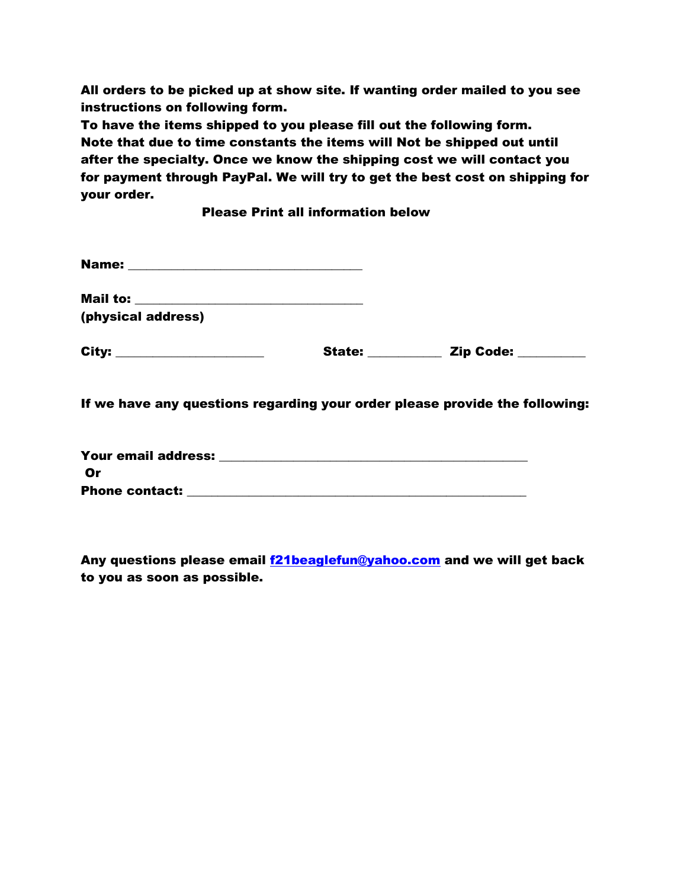**All orders to be picked up at show site. If wanting order mailed to you see instructions on following form.**

**To have the items shipped to you please fill out the following form.**

**Note that due to time constants the items will Not be shipped out until after the specialty. Once we know the shipping cost we will contact you for payment through PayPal. We will try to get the best cost on shipping for your order.**

**Please Print all information below**

**Name:** ___________________________________

**Mail to:** _________________________________
**(physical address)**

**City:** ______________________ **State:** ___________ **Zip Code:** __________

**If we have any questions regarding your order please provide the following:**

**Your email address:** ______________________________________________
**Or**
**Phone contact:** ___________________________________________________

**Any questions please email f21beaglefun@yahoo.com and we will get back to you as soon as possible.**